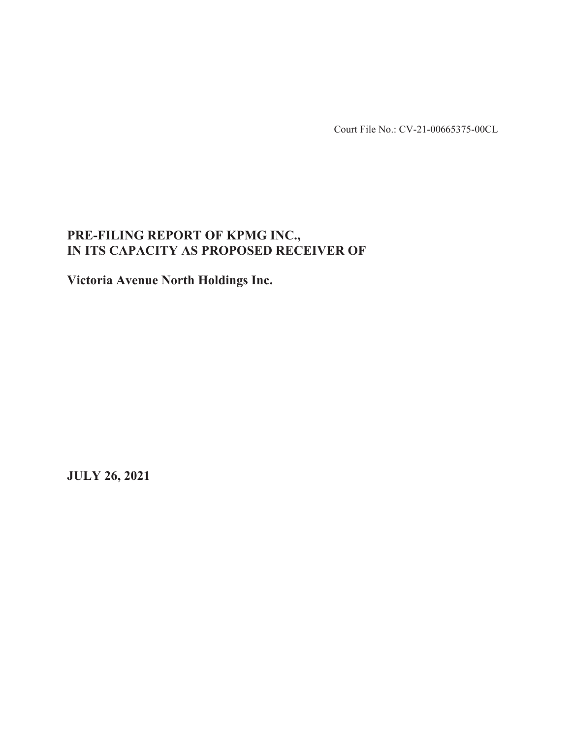Court File No.: CV-21-00665375-00CL

# PRE-FILING REPORT OF KPMG INC., IN ITS CAPACITY AS PROPOSED RECEIVER OF

**Victoria Avenue North Holdings Inc.**

**JULY 26, 2021**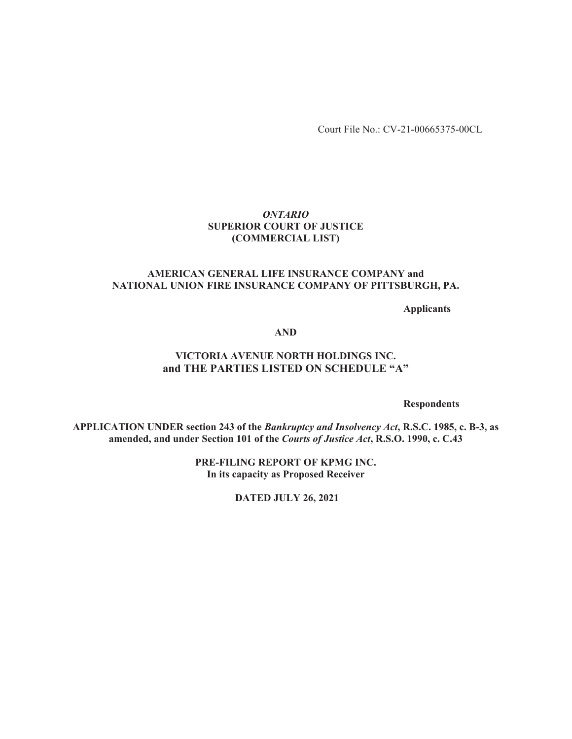Court File No.: CV-21-00665375-00CL

***ONTARIO***
**SUPERIOR COURT OF JUSTICE**
**(COMMERCIAL LIST)**

**AMERICAN GENERAL LIFE INSURANCE COMPANY and**
**NATIONAL UNION FIRE INSURANCE COMPANY OF PITTSBURGH, PA.**

**Applicants**

**AND**

**VICTORIA AVENUE NORTH HOLDINGS INC.**
**and THE PARTIES LISTED ON SCHEDULE "A"**

**Respondents**

**APPLICATION UNDER section 243 of the *Bankruptcy and Insolvency Act*, R.S.C. 1985, c. B-3, as amended, and under Section 101 of the *Courts of Justice Act*, R.S.O. 1990, c. C.43**

**PRE-FILING REPORT OF KPMG INC.**
**In its capacity as Proposed Receiver**

**DATED JULY 26, 2021**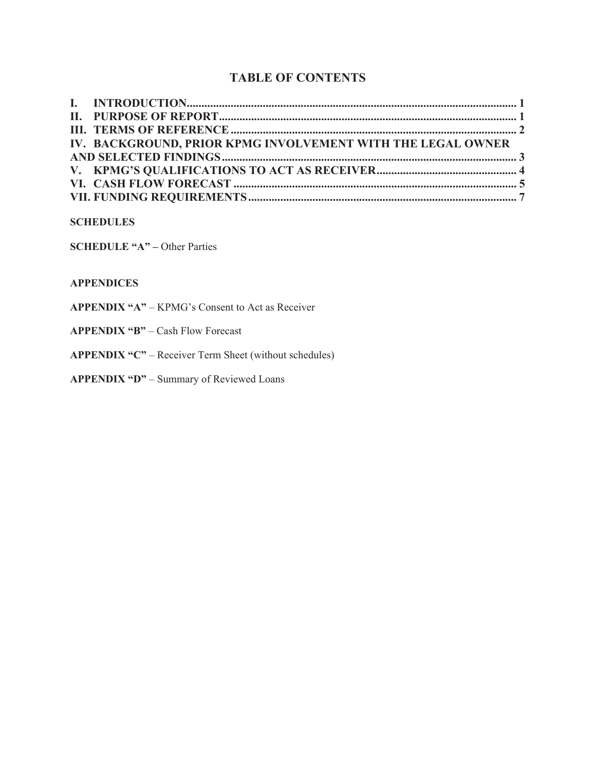# TABLE OF CONTENTS

**I. INTRODUCTION** .......... 1

**II. PURPOSE OF REPORT** .......... 1

**III. TERMS OF REFERENCE** .......... 2

**IV. BACKGROUND, PRIOR KPMG INVOLVEMENT WITH THE LEGAL OWNER AND SELECTED FINDINGS** .......... 3

**V. KPMG'S QUALIFICATIONS TO ACT AS RECEIVER** .......... 4

**VI. CASH FLOW FORECAST** .......... 5

**VII. FUNDING REQUIREMENTS** .......... 7

**SCHEDULES**

**SCHEDULE "A" –** Other Parties

**APPENDICES**

**APPENDIX "A"** – KPMG's Consent to Act as Receiver

**APPENDIX "B"** – Cash Flow Forecast

**APPENDIX "C"** – Receiver Term Sheet (without schedules)

**APPENDIX "D"** – Summary of Reviewed Loans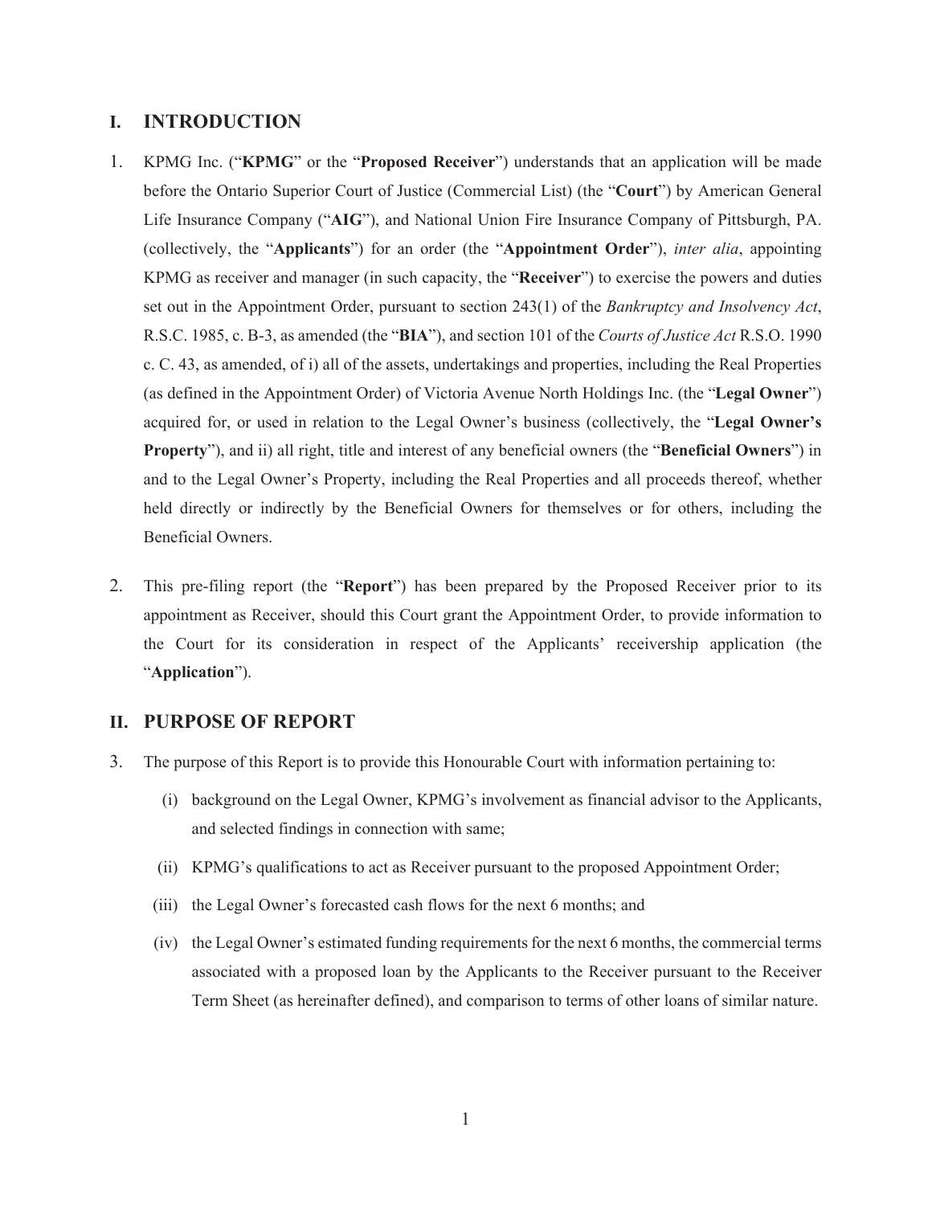## I. INTRODUCTION

1. KPMG Inc. ("**KPMG**" or the "**Proposed Receiver**") understands that an application will be made before the Ontario Superior Court of Justice (Commercial List) (the "**Court**") by American General Life Insurance Company ("**AIG**"), and National Union Fire Insurance Company of Pittsburgh, PA. (collectively, the "**Applicants**") for an order (the "**Appointment Order**"), *inter alia*, appointing KPMG as receiver and manager (in such capacity, the "**Receiver**") to exercise the powers and duties set out in the Appointment Order, pursuant to section 243(1) of the *Bankruptcy and Insolvency Act*, R.S.C. 1985, c. B-3, as amended (the "**BIA**"), and section 101 of the *Courts of Justice Act* R.S.O. 1990 c. C. 43, as amended, of i) all of the assets, undertakings and properties, including the Real Properties (as defined in the Appointment Order) of Victoria Avenue North Holdings Inc. (the "**Legal Owner**") acquired for, or used in relation to the Legal Owner's business (collectively, the "**Legal Owner's Property**"), and ii) all right, title and interest of any beneficial owners (the "**Beneficial Owners**") in and to the Legal Owner's Property, including the Real Properties and all proceeds thereof, whether held directly or indirectly by the Beneficial Owners for themselves or for others, including the Beneficial Owners.

2. This pre-filing report (the "**Report**") has been prepared by the Proposed Receiver prior to its appointment as Receiver, should this Court grant the Appointment Order, to provide information to the Court for its consideration in respect of the Applicants' receivership application (the "**Application**").

## II. PURPOSE OF REPORT

3. The purpose of this Report is to provide this Honourable Court with information pertaining to:

    (i) background on the Legal Owner, KPMG's involvement as financial advisor to the Applicants, and selected findings in connection with same;

    (ii) KPMG's qualifications to act as Receiver pursuant to the proposed Appointment Order;

    (iii) the Legal Owner's forecasted cash flows for the next 6 months; and

    (iv) the Legal Owner's estimated funding requirements for the next 6 months, the commercial terms associated with a proposed loan by the Applicants to the Receiver pursuant to the Receiver Term Sheet (as hereinafter defined), and comparison to terms of other loans of similar nature.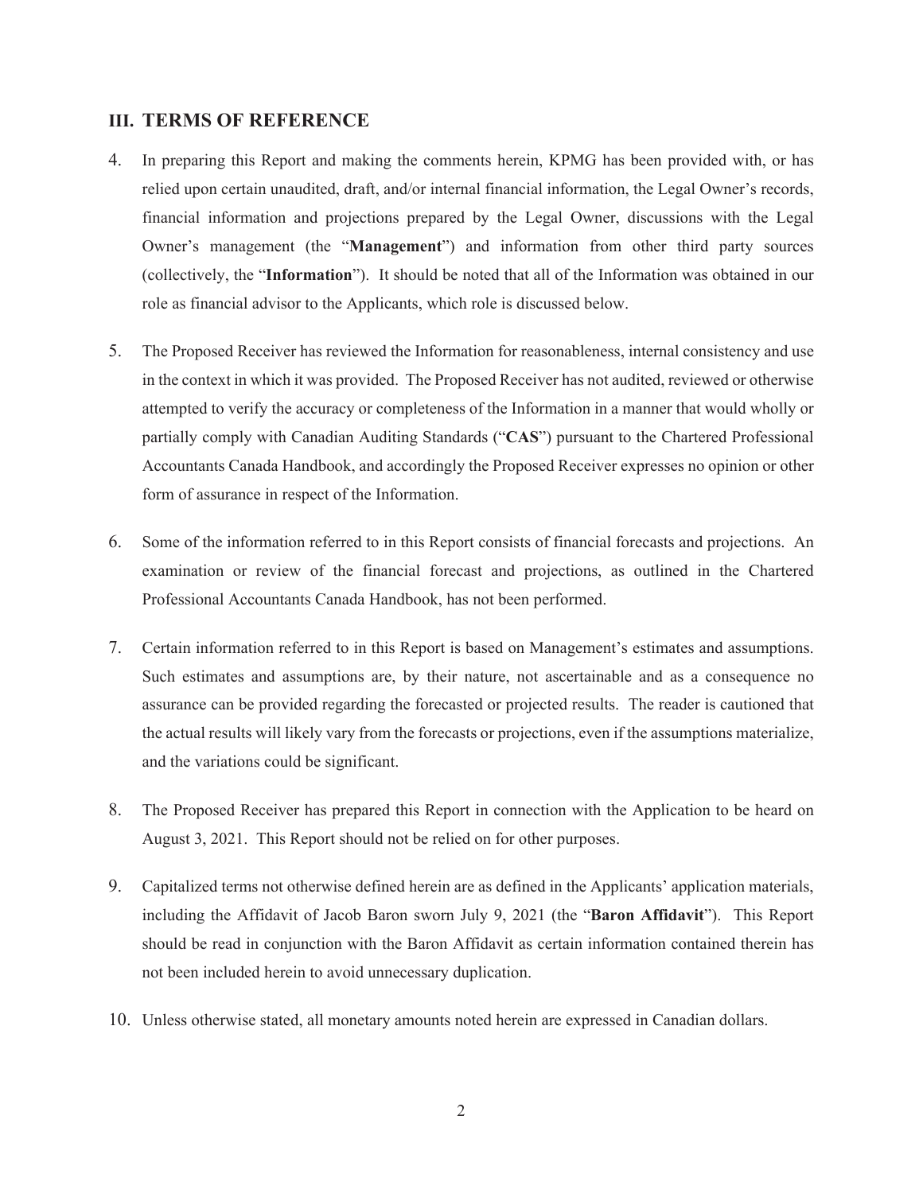## III. TERMS OF REFERENCE

4. In preparing this Report and making the comments herein, KPMG has been provided with, or has relied upon certain unaudited, draft, and/or internal financial information, the Legal Owner's records, financial information and projections prepared by the Legal Owner, discussions with the Legal Owner's management (the "**Management**") and information from other third party sources (collectively, the "**Information**"). It should be noted that all of the Information was obtained in our role as financial advisor to the Applicants, which role is discussed below.

5. The Proposed Receiver has reviewed the Information for reasonableness, internal consistency and use in the context in which it was provided. The Proposed Receiver has not audited, reviewed or otherwise attempted to verify the accuracy or completeness of the Information in a manner that would wholly or partially comply with Canadian Auditing Standards ("**CAS**") pursuant to the Chartered Professional Accountants Canada Handbook, and accordingly the Proposed Receiver expresses no opinion or other form of assurance in respect of the Information.

6. Some of the information referred to in this Report consists of financial forecasts and projections. An examination or review of the financial forecast and projections, as outlined in the Chartered Professional Accountants Canada Handbook, has not been performed.

7. Certain information referred to in this Report is based on Management's estimates and assumptions. Such estimates and assumptions are, by their nature, not ascertainable and as a consequence no assurance can be provided regarding the forecasted or projected results. The reader is cautioned that the actual results will likely vary from the forecasts or projections, even if the assumptions materialize, and the variations could be significant.

8. The Proposed Receiver has prepared this Report in connection with the Application to be heard on August 3, 2021. This Report should not be relied on for other purposes.

9. Capitalized terms not otherwise defined herein are as defined in the Applicants' application materials, including the Affidavit of Jacob Baron sworn July 9, 2021 (the "**Baron Affidavit**"). This Report should be read in conjunction with the Baron Affidavit as certain information contained therein has not been included herein to avoid unnecessary duplication.

10. Unless otherwise stated, all monetary amounts noted herein are expressed in Canadian dollars.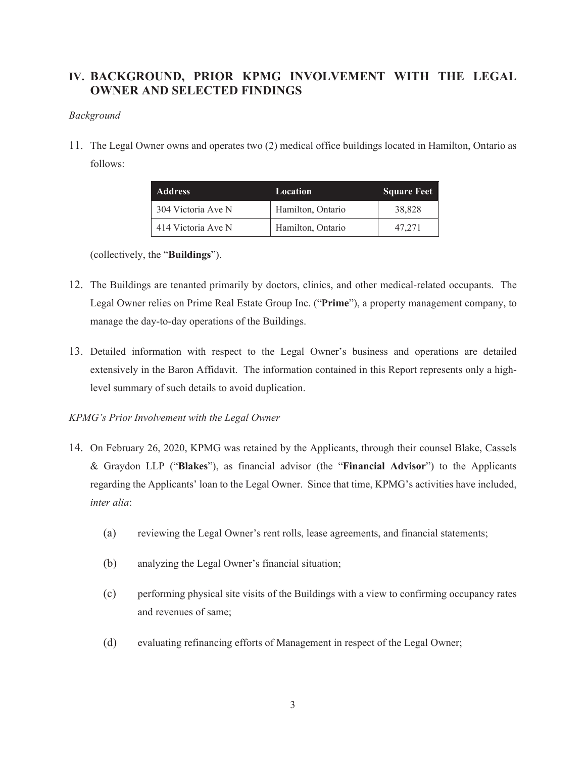## IV. BACKGROUND, PRIOR KPMG INVOLVEMENT WITH THE LEGAL OWNER AND SELECTED FINDINGS

*Background*

11. The Legal Owner owns and operates two (2) medical office buildings located in Hamilton, Ontario as follows:

| Address | Location | Square Feet |
|---|---|---|
| 304 Victoria Ave N | Hamilton, Ontario | 38,828 |
| 414 Victoria Ave N | Hamilton, Ontario | 47,271 |

(collectively, the "**Buildings**").

12. The Buildings are tenanted primarily by doctors, clinics, and other medical-related occupants. The Legal Owner relies on Prime Real Estate Group Inc. ("**Prime**"), a property management company, to manage the day-to-day operations of the Buildings.

13. Detailed information with respect to the Legal Owner's business and operations are detailed extensively in the Baron Affidavit. The information contained in this Report represents only a high-level summary of such details to avoid duplication.

*KPMG's Prior Involvement with the Legal Owner*

14. On February 26, 2020, KPMG was retained by the Applicants, through their counsel Blake, Cassels & Graydon LLP ("**Blakes**"), as financial advisor (the "**Financial Advisor**") to the Applicants regarding the Applicants' loan to the Legal Owner. Since that time, KPMG's activities have included, *inter alia*:

    (a) reviewing the Legal Owner's rent rolls, lease agreements, and financial statements;

    (b) analyzing the Legal Owner's financial situation;

    (c) performing physical site visits of the Buildings with a view to confirming occupancy rates and revenues of same;

    (d) evaluating refinancing efforts of Management in respect of the Legal Owner;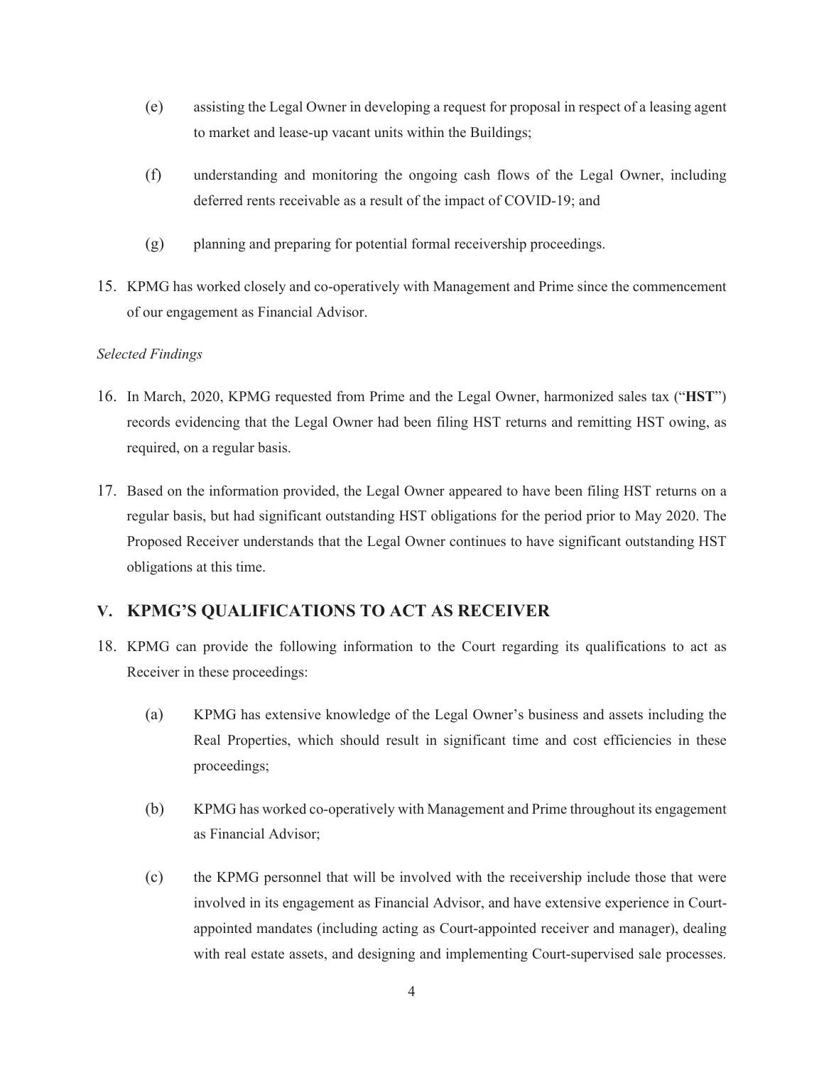(e) assisting the Legal Owner in developing a request for proposal in respect of a leasing agent to market and lease-up vacant units within the Buildings;

(f) understanding and monitoring the ongoing cash flows of the Legal Owner, including deferred rents receivable as a result of the impact of COVID-19; and

(g) planning and preparing for potential formal receivership proceedings.

15. KPMG has worked closely and co-operatively with Management and Prime since the commencement of our engagement as Financial Advisor.

*Selected Findings*

16. In March, 2020, KPMG requested from Prime and the Legal Owner, harmonized sales tax ("**HST**") records evidencing that the Legal Owner had been filing HST returns and remitting HST owing, as required, on a regular basis.

17. Based on the information provided, the Legal Owner appeared to have been filing HST returns on a regular basis, but had significant outstanding HST obligations for the period prior to May 2020. The Proposed Receiver understands that the Legal Owner continues to have significant outstanding HST obligations at this time.

## V. KPMG'S QUALIFICATIONS TO ACT AS RECEIVER

18. KPMG can provide the following information to the Court regarding its qualifications to act as Receiver in these proceedings:

(a) KPMG has extensive knowledge of the Legal Owner's business and assets including the Real Properties, which should result in significant time and cost efficiencies in these proceedings;

(b) KPMG has worked co-operatively with Management and Prime throughout its engagement as Financial Advisor;

(c) the KPMG personnel that will be involved with the receivership include those that were involved in its engagement as Financial Advisor, and have extensive experience in Court-appointed mandates (including acting as Court-appointed receiver and manager), dealing with real estate assets, and designing and implementing Court-supervised sale processes.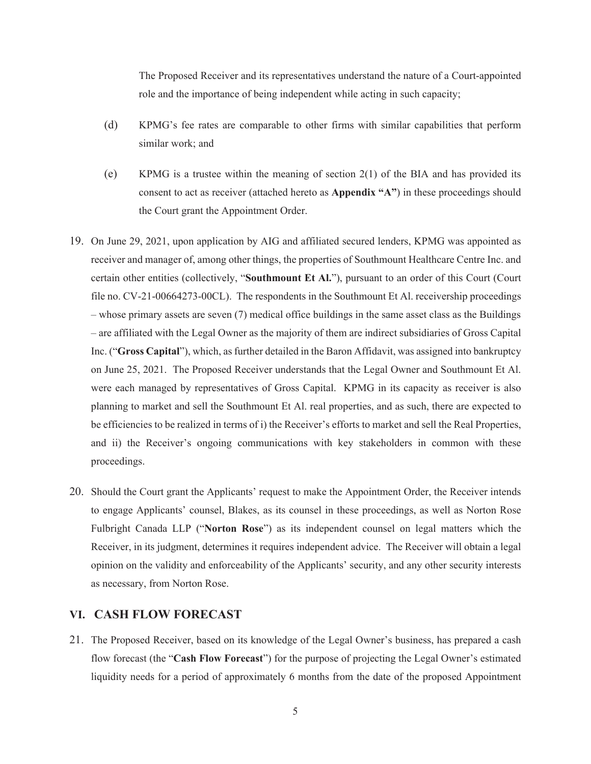The Proposed Receiver and its representatives understand the nature of a Court-appointed role and the importance of being independent while acting in such capacity;

(d) KPMG's fee rates are comparable to other firms with similar capabilities that perform similar work; and

(e) KPMG is a trustee within the meaning of section 2(1) of the BIA and has provided its consent to act as receiver (attached hereto as **Appendix "A"**) in these proceedings should the Court grant the Appointment Order.

19. On June 29, 2021, upon application by AIG and affiliated secured lenders, KPMG was appointed as receiver and manager of, among other things, the properties of Southmount Healthcare Centre Inc. and certain other entities (collectively, "**Southmount Et Al.**"), pursuant to an order of this Court (Court file no. CV-21-00664273-00CL). The respondents in the Southmount Et Al. receivership proceedings – whose primary assets are seven (7) medical office buildings in the same asset class as the Buildings – are affiliated with the Legal Owner as the majority of them are indirect subsidiaries of Gross Capital Inc. ("**Gross Capital**"), which, as further detailed in the Baron Affidavit, was assigned into bankruptcy on June 25, 2021. The Proposed Receiver understands that the Legal Owner and Southmount Et Al. were each managed by representatives of Gross Capital. KPMG in its capacity as receiver is also planning to market and sell the Southmount Et Al. real properties, and as such, there are expected to be efficiencies to be realized in terms of i) the Receiver's efforts to market and sell the Real Properties, and ii) the Receiver's ongoing communications with key stakeholders in common with these proceedings.

20. Should the Court grant the Applicants' request to make the Appointment Order, the Receiver intends to engage Applicants' counsel, Blakes, as its counsel in these proceedings, as well as Norton Rose Fulbright Canada LLP ("**Norton Rose**") as its independent counsel on legal matters which the Receiver, in its judgment, determines it requires independent advice. The Receiver will obtain a legal opinion on the validity and enforceability of the Applicants' security, and any other security interests as necessary, from Norton Rose.

## VI. CASH FLOW FORECAST

21. The Proposed Receiver, based on its knowledge of the Legal Owner's business, has prepared a cash flow forecast (the "**Cash Flow Forecast**") for the purpose of projecting the Legal Owner's estimated liquidity needs for a period of approximately 6 months from the date of the proposed Appointment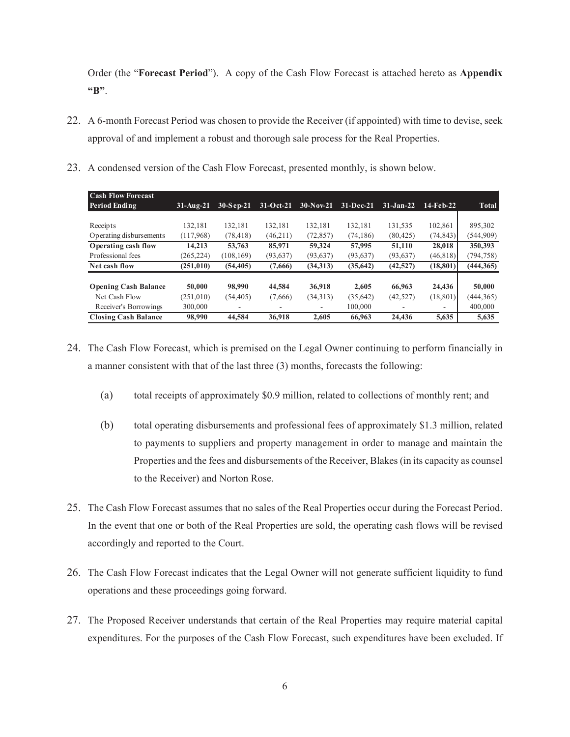Order (the "**Forecast Period**"). A copy of the Cash Flow Forecast is attached hereto as **Appendix "B"**.

22. A 6-month Forecast Period was chosen to provide the Receiver (if appointed) with time to devise, seek approval of and implement a robust and thorough sale process for the Real Properties.

23. A condensed version of the Cash Flow Forecast, presented monthly, is shown below.

| **Cash Flow Forecast Period Ending** | **31-Aug-21** | **30-Sep-21** | **31-Oct-21** | **30-Nov-21** | **31-Dec-21** | **31-Jan-22** | **14-Feb-22** | **Total** |
|---|---|---|---|---|---|---|---|---|
| Receipts | 132,181 | 132,181 | 132,181 | 132,181 | 132,181 | 131,535 | 102,861 | 895,302 |
| Operating disbursements | (117,968) | (78,418) | (46,211) | (72,857) | (74,186) | (80,425) | (74,843) | (544,909) |
| **Operating cash flow** | **14,213** | **53,763** | **85,971** | **59,324** | **57,995** | **51,110** | **28,018** | **350,393** |
| Professional fees | (265,224) | (108,169) | (93,637) | (93,637) | (93,637) | (93,637) | (46,818) | (794,758) |
| **Net cash flow** | **(251,010)** | **(54,405)** | **(7,666)** | **(34,313)** | **(35,642)** | **(42,527)** | **(18,801)** | **(444,365)** |
| | | | | | | | | |
| **Opening Cash Balance** | **50,000** | **98,990** | **44,584** | **36,918** | **2,605** | **66,963** | **24,436** | **50,000** |
| Net Cash Flow | (251,010) | (54,405) | (7,666) | (34,313) | (35,642) | (42,527) | (18,801) | (444,365) |
| Receiver's Borrowings | 300,000 | - | - | - | 100,000 | - | - | 400,000 |
| **Closing Cash Balance** | **98,990** | **44,584** | **36,918** | **2,605** | **66,963** | **24,436** | **5,635** | **5,635** |

24. The Cash Flow Forecast, which is premised on the Legal Owner continuing to perform financially in a manner consistent with that of the last three (3) months, forecasts the following:

    (a) total receipts of approximately \$0.9 million, related to collections of monthly rent; and

    (b) total operating disbursements and professional fees of approximately \$1.3 million, related to payments to suppliers and property management in order to manage and maintain the Properties and the fees and disbursements of the Receiver, Blakes (in its capacity as counsel to the Receiver) and Norton Rose.

25. The Cash Flow Forecast assumes that no sales of the Real Properties occur during the Forecast Period. In the event that one or both of the Real Properties are sold, the operating cash flows will be revised accordingly and reported to the Court.

26. The Cash Flow Forecast indicates that the Legal Owner will not generate sufficient liquidity to fund operations and these proceedings going forward.

27. The Proposed Receiver understands that certain of the Real Properties may require material capital expenditures. For the purposes of the Cash Flow Forecast, such expenditures have been excluded. If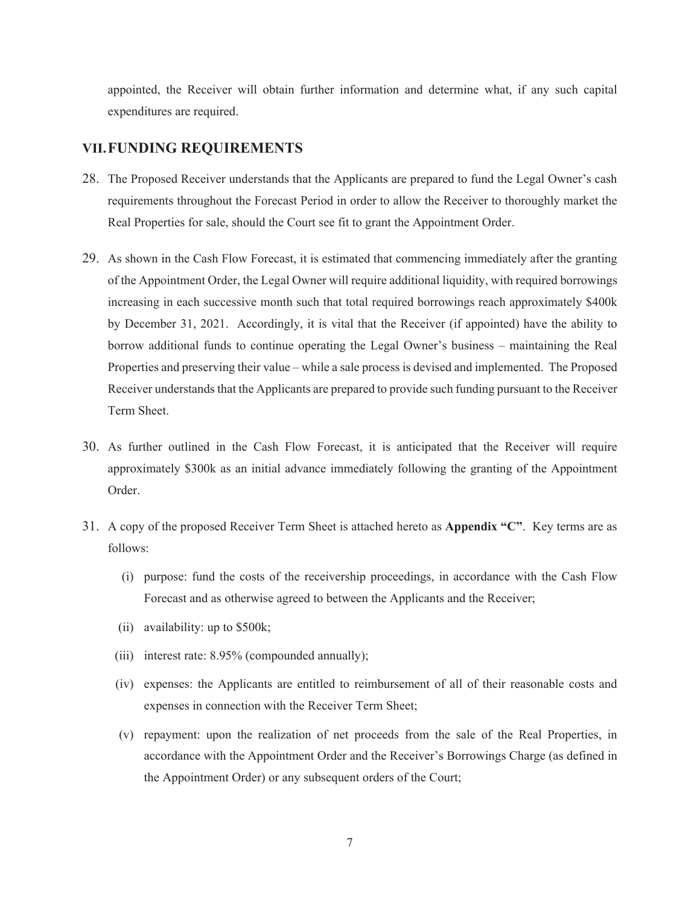appointed, the Receiver will obtain further information and determine what, if any such capital expenditures are required.

## VII. FUNDING REQUIREMENTS

28. The Proposed Receiver understands that the Applicants are prepared to fund the Legal Owner's cash requirements throughout the Forecast Period in order to allow the Receiver to thoroughly market the Real Properties for sale, should the Court see fit to grant the Appointment Order.

29. As shown in the Cash Flow Forecast, it is estimated that commencing immediately after the granting of the Appointment Order, the Legal Owner will require additional liquidity, with required borrowings increasing in each successive month such that total required borrowings reach approximately $400k by December 31, 2021. Accordingly, it is vital that the Receiver (if appointed) have the ability to borrow additional funds to continue operating the Legal Owner's business – maintaining the Real Properties and preserving their value – while a sale process is devised and implemented. The Proposed Receiver understands that the Applicants are prepared to provide such funding pursuant to the Receiver Term Sheet.

30. As further outlined in the Cash Flow Forecast, it is anticipated that the Receiver will require approximately $300k as an initial advance immediately following the granting of the Appointment Order.

31. A copy of the proposed Receiver Term Sheet is attached hereto as **Appendix "C"**. Key terms are as follows:

    (i) purpose: fund the costs of the receivership proceedings, in accordance with the Cash Flow Forecast and as otherwise agreed to between the Applicants and the Receiver;

    (ii) availability: up to $500k;

    (iii) interest rate: 8.95% (compounded annually);

    (iv) expenses: the Applicants are entitled to reimbursement of all of their reasonable costs and expenses in connection with the Receiver Term Sheet;

    (v) repayment: upon the realization of net proceeds from the sale of the Real Properties, in accordance with the Appointment Order and the Receiver's Borrowings Charge (as defined in the Appointment Order) or any subsequent orders of the Court;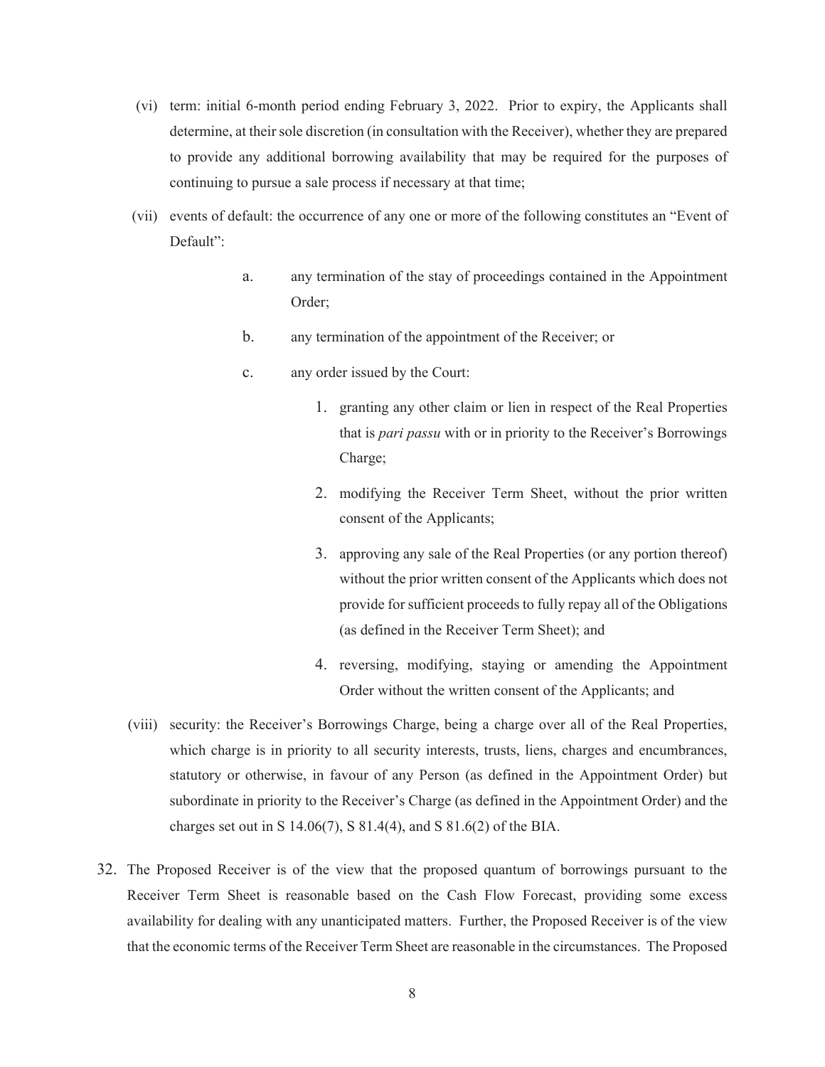(vi) term: initial 6-month period ending February 3, 2022. Prior to expiry, the Applicants shall determine, at their sole discretion (in consultation with the Receiver), whether they are prepared to provide any additional borrowing availability that may be required for the purposes of continuing to pursue a sale process if necessary at that time;

(vii) events of default: the occurrence of any one or more of the following constitutes an "Event of Default":

a. any termination of the stay of proceedings contained in the Appointment Order;

b. any termination of the appointment of the Receiver; or

c. any order issued by the Court:

1. granting any other claim or lien in respect of the Real Properties that is *pari passu* with or in priority to the Receiver's Borrowings Charge;

2. modifying the Receiver Term Sheet, without the prior written consent of the Applicants;

3. approving any sale of the Real Properties (or any portion thereof) without the prior written consent of the Applicants which does not provide for sufficient proceeds to fully repay all of the Obligations (as defined in the Receiver Term Sheet); and

4. reversing, modifying, staying or amending the Appointment Order without the written consent of the Applicants; and

(viii) security: the Receiver's Borrowings Charge, being a charge over all of the Real Properties, which charge is in priority to all security interests, trusts, liens, charges and encumbrances, statutory or otherwise, in favour of any Person (as defined in the Appointment Order) but subordinate in priority to the Receiver's Charge (as defined in the Appointment Order) and the charges set out in S 14.06(7), S 81.4(4), and S 81.6(2) of the BIA.

32. The Proposed Receiver is of the view that the proposed quantum of borrowings pursuant to the Receiver Term Sheet is reasonable based on the Cash Flow Forecast, providing some excess availability for dealing with any unanticipated matters. Further, the Proposed Receiver is of the view that the economic terms of the Receiver Term Sheet are reasonable in the circumstances. The Proposed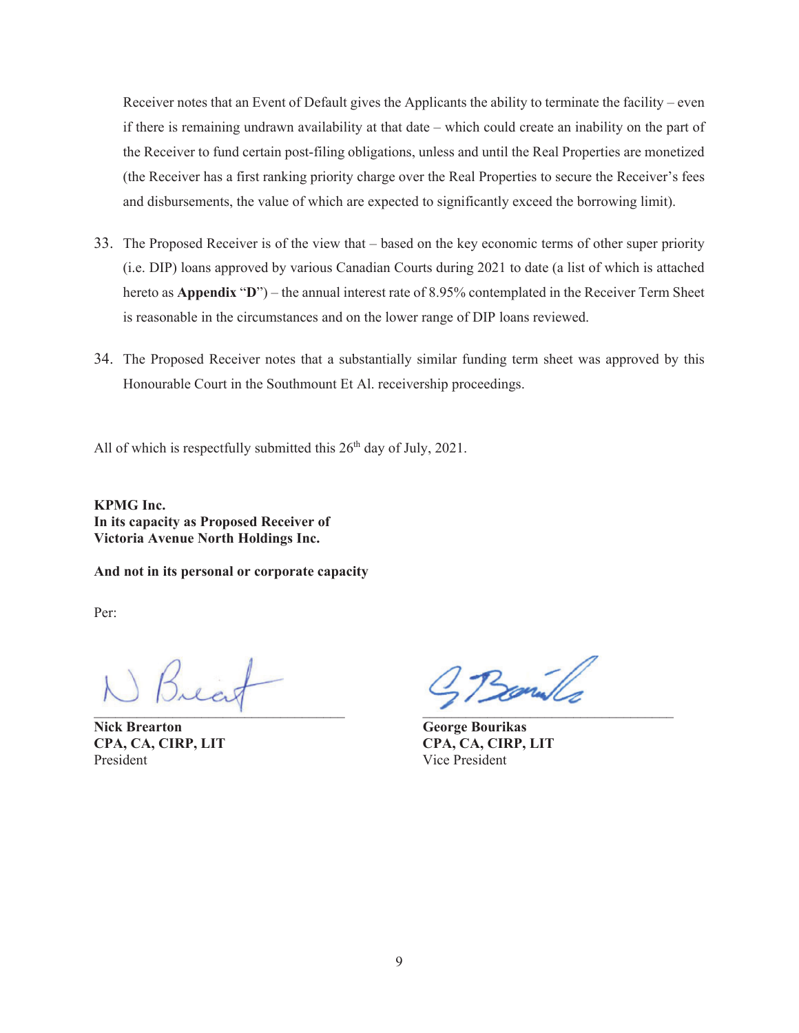Receiver notes that an Event of Default gives the Applicants the ability to terminate the facility – even if there is remaining undrawn availability at that date – which could create an inability on the part of the Receiver to fund certain post-filing obligations, unless and until the Real Properties are monetized (the Receiver has a first ranking priority charge over the Real Properties to secure the Receiver's fees and disbursements, the value of which are expected to significantly exceed the borrowing limit).

33. The Proposed Receiver is of the view that – based on the key economic terms of other super priority (i.e. DIP) loans approved by various Canadian Courts during 2021 to date (a list of which is attached hereto as **Appendix** "**D**") – the annual interest rate of 8.95% contemplated in the Receiver Term Sheet is reasonable in the circumstances and on the lower range of DIP loans reviewed.

34. The Proposed Receiver notes that a substantially similar funding term sheet was approved by this Honourable Court in the Southmount Et Al. receivership proceedings.

All of which is respectfully submitted this 26th day of July, 2021.

**KPMG Inc.**
**In its capacity as Proposed Receiver of**
**Victoria Avenue North Holdings Inc.**

**And not in its personal or corporate capacity**

Per:

**Nick Brearton**
**CPA, CA, CIRP, LIT**
President

**George Bourikas**
**CPA, CA, CIRP, LIT**
Vice President